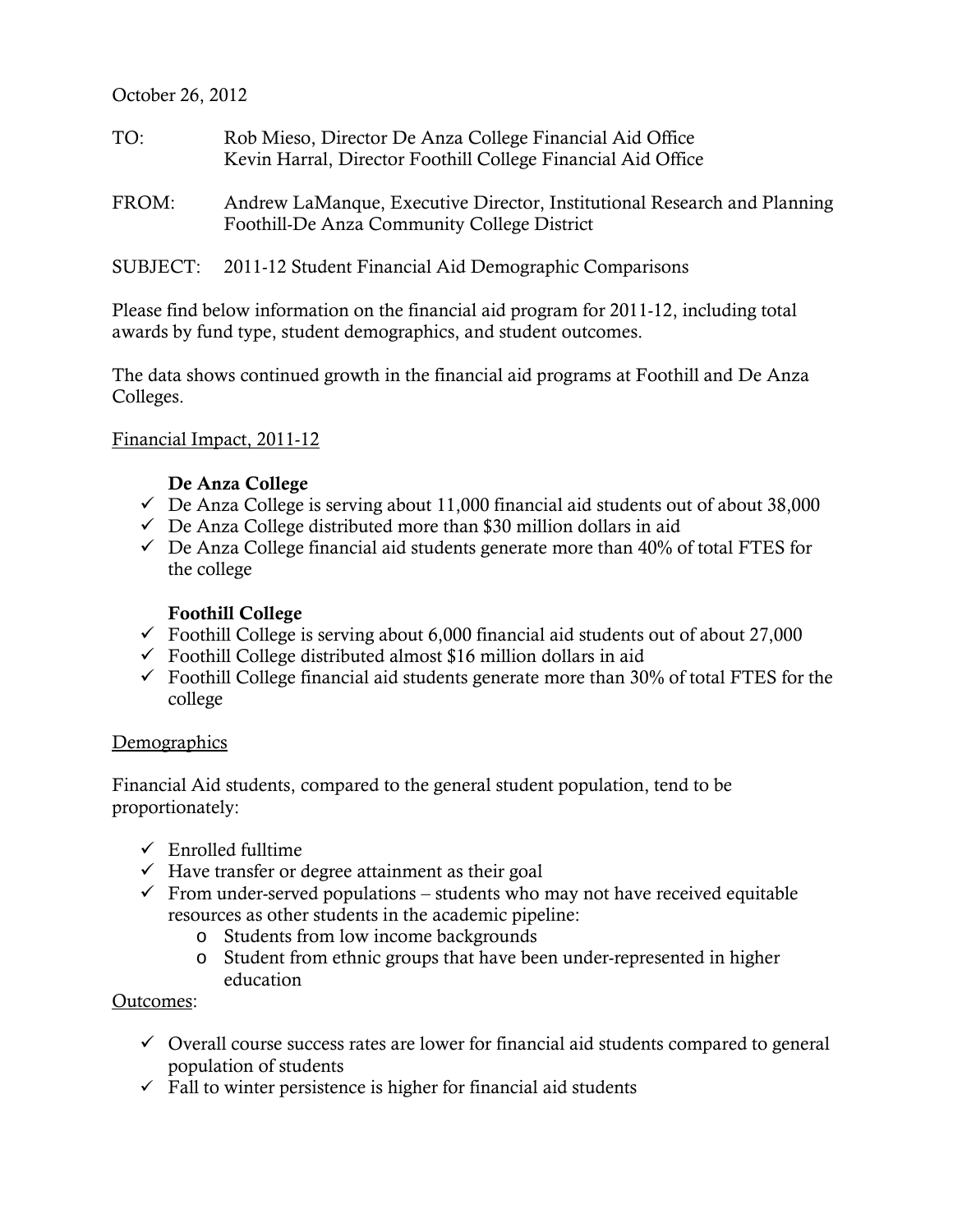October 26, 2012

TO: Rob Mieso, Director De Anza College Financial Aid Office
Kevin Harral, Director Foothill College Financial Aid Office

FROM: Andrew LaManque, Executive Director, Institutional Research and Planning
Foothill-De Anza Community College District

SUBJECT: 2011-12 Student Financial Aid Demographic Comparisons

Please find below information on the financial aid program for 2011-12, including total awards by fund type, student demographics, and student outcomes.

The data shows continued growth in the financial aid programs at Foothill and De Anza Colleges.

Financial Impact, 2011-12

**De Anza College**

- ✓ De Anza College is serving about 11,000 financial aid students out of about 38,000
- ✓ De Anza College distributed more than $30 million dollars in aid
- ✓ De Anza College financial aid students generate more than 40% of total FTES for the college

**Foothill College**

- ✓ Foothill College is serving about 6,000 financial aid students out of about 27,000
- ✓ Foothill College distributed almost $16 million dollars in aid
- ✓ Foothill College financial aid students generate more than 30% of total FTES for the college

Demographics

Financial Aid students, compared to the general student population, tend to be proportionately:

- ✓ Enrolled fulltime
- ✓ Have transfer or degree attainment as their goal
- ✓ From under-served populations – students who may not have received equitable resources as other students in the academic pipeline:
  - o Students from low income backgrounds
  - o Student from ethnic groups that have been under-represented in higher education

Outcomes:

- ✓ Overall course success rates are lower for financial aid students compared to general population of students
- ✓ Fall to winter persistence is higher for financial aid students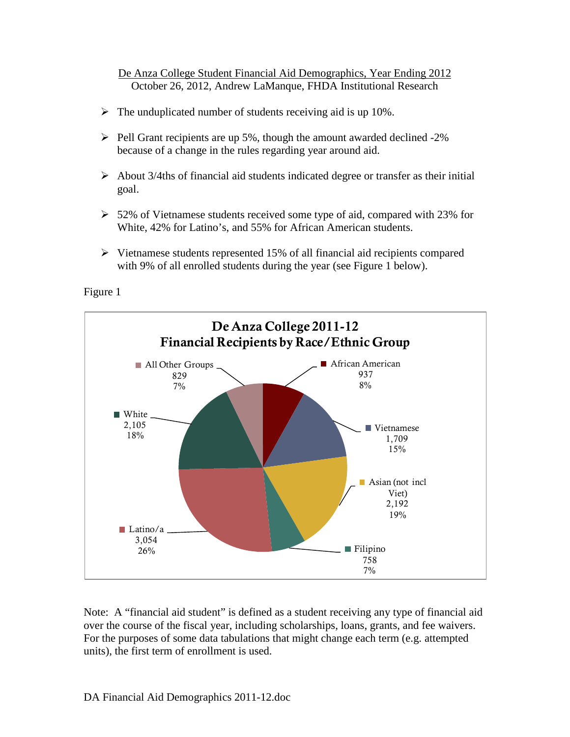De Anza College Student Financial Aid Demographics, Year Ending 2012

October 26, 2012, Andrew LaManque, FHDA Institutional Research

- The unduplicated number of students receiving aid is up 10%.
- Pell Grant recipients are up 5%, though the amount awarded declined -2% because of a change in the rules regarding year around aid.
- About 3/4ths of financial aid students indicated degree or transfer as their initial goal.
- 52% of Vietnamese students received some type of aid, compared with 23% for White, 42% for Latino's, and 55% for African American students.
- Vietnamese students represented 15% of all financial aid recipients compared with 9% of all enrolled students during the year (see Figure 1 below).

Figure 1

**De Anza College 2011-12**
**Financial Recipients by Race/Ethnic Group**

| Group | Count | Percent |
|---|---|---|
| African American | 937 | 8% |
| Vietnamese | 1,709 | 15% |
| Asian (not incl Viet) | 2,192 | 19% |
| Filipino | 758 | 7% |
| Latino/a | 3,054 | 26% |
| White | 2,105 | 18% |
| All Other Groups | 829 | 7% |

Note: A "financial aid student" is defined as a student receiving any type of financial aid over the course of the fiscal year, including scholarships, loans, grants, and fee waivers. For the purposes of some data tabulations that might change each term (e.g. attempted units), the first term of enrollment is used.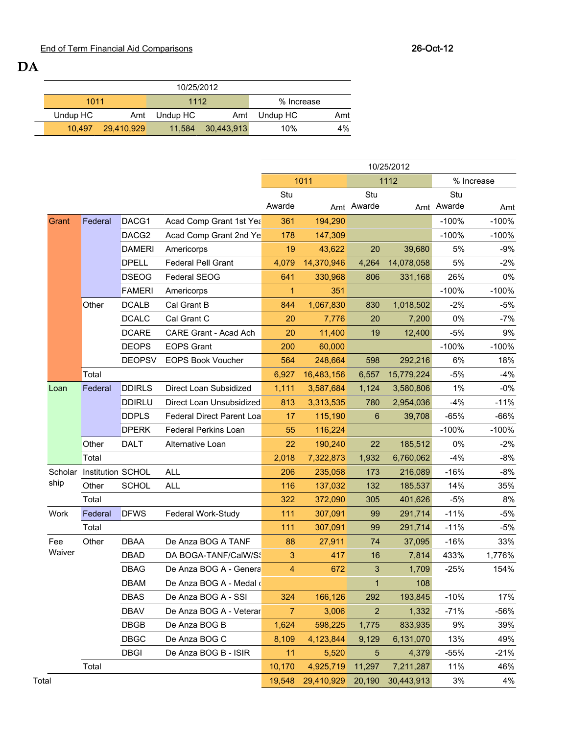End of Term Financial Aid Comparisons

26-Oct-12

# DA

| 10/25/2012 | | | | | |
|---|---|---|---|---|---|
| 1011 | | 1112 | | % Increase | |
| Undup HC | Amt | Undup HC | Amt | Undup HC | Amt |
| 10,497 | 29,410,929 | 11,584 | 30,443,913 | 10% | 4% |

| | | | | 10/25/2012 | | | | | |
|---|---|---|---|---|---|---|---|---|---|
| | | | | 1011 | | 1112 | | % Increase | |
| | | | | Stu Awarde | Amt | Stu Awarde | Amt | Stu Awarde | Amt |
| Grant | Federal | DACG1 | Acad Comp Grant 1st Yea | 361 | 194,290 | | | -100% | -100% |
| | | DACG2 | Acad Comp Grant 2nd Ye | 178 | 147,309 | | | -100% | -100% |
| | | DAMERI | Americorps | 19 | 43,622 | 20 | 39,680 | 5% | -9% |
| | | DPELL | Federal Pell Grant | 4,079 | 14,370,946 | 4,264 | 14,078,058 | 5% | -2% |
| | | DSEOG | Federal SEOG | 641 | 330,968 | 806 | 331,168 | 26% | 0% |
| | | FAMERI | Americorps | 1 | 351 | | | -100% | -100% |
| | Other | DCALB | Cal Grant B | 844 | 1,067,830 | 830 | 1,018,502 | -2% | -5% |
| | | DCALC | Cal Grant C | 20 | 7,776 | 20 | 7,200 | 0% | -7% |
| | | DCARE | CARE Grant - Acad Ach | 20 | 11,400 | 19 | 12,400 | -5% | 9% |
| | | DEOPS | EOPS Grant | 200 | 60,000 | | | -100% | -100% |
| | | DEOPSV | EOPS Book Voucher | 564 | 248,664 | 598 | 292,216 | 6% | 18% |
| | Total | | | 6,927 | 16,483,156 | 6,557 | 15,779,224 | -5% | -4% |
| Loan | Federal | DDIRLS | Direct Loan Subsidized | 1,111 | 3,587,684 | 1,124 | 3,580,806 | 1% | -0% |
| | | DDIRLU | Direct Loan Unsubsidized | 813 | 3,313,535 | 780 | 2,954,036 | -4% | -11% |
| | | DDPLS | Federal Direct Parent Loa | 17 | 115,190 | 6 | 39,708 | -65% | -66% |
| | | DPERK | Federal Perkins Loan | 55 | 116,224 | | | -100% | -100% |
| | Other | DALT | Alternative Loan | 22 | 190,240 | 22 | 185,512 | 0% | -2% |
| | Total | | | 2,018 | 7,322,873 | 1,932 | 6,760,062 | -4% | -8% |
| Scholar ship | Institution | SCHOL | ALL | 206 | 235,058 | 173 | 216,089 | -16% | -8% |
| | Other | SCHOL | ALL | 116 | 137,032 | 132 | 185,537 | 14% | 35% |
| | Total | | | 322 | 372,090 | 305 | 401,626 | -5% | 8% |
| Work | Federal | DFWS | Federal Work-Study | 111 | 307,091 | 99 | 291,714 | -11% | -5% |
| | Total | | | 111 | 307,091 | 99 | 291,714 | -11% | -5% |
| Fee Waiver | Other | DBAA | De Anza BOG A TANF | 88 | 27,911 | 74 | 37,095 | -16% | 33% |
| | | DBAD | DA BOGA-TANF/CalW/S! | 3 | 417 | 16 | 7,814 | 433% | 1,776% |
| | | DBAG | De Anza BOG A - Genera | 4 | 672 | 3 | 1,709 | -25% | 154% |
| | | DBAM | De Anza BOG A - Medal c | | | 1 | 108 | | |
| | | DBAS | De Anza BOG A - SSI | 324 | 166,126 | 292 | 193,845 | -10% | 17% |
| | | DBAV | De Anza BOG A - Veterar | 7 | 3,006 | 2 | 1,332 | -71% | -56% |
| | | DBGB | De Anza BOG B | 1,624 | 598,225 | 1,775 | 833,935 | 9% | 39% |
| | | DBGC | De Anza BOG C | 8,109 | 4,123,844 | 9,129 | 6,131,070 | 13% | 49% |
| | | DBGI | De Anza BOG B - ISIR | 11 | 5,520 | 5 | 4,379 | -55% | -21% |
| | Total | | | 10,170 | 4,925,719 | 11,297 | 7,211,287 | 11% | 46% |
| Total | | | | 19,548 | 29,410,929 | 20,190 | 30,443,913 | 3% | 4% |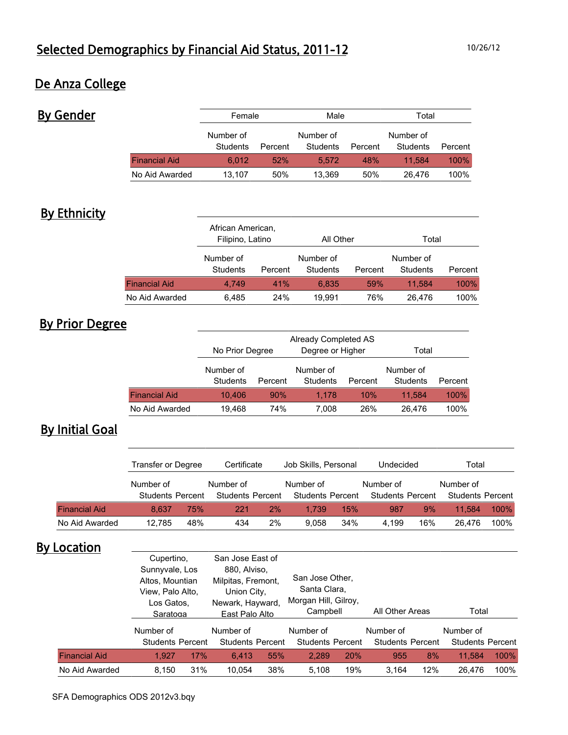# Selected Demographics by Financial Aid Status, 2011-12

10/26/12

## De Anza College

### By Gender

| | Female | | Male | | Total | |
|---|---|---|---|---|---|---|
| | Number of Students | Percent | Number of Students | Percent | Number of Students | Percent |
| Financial Aid | 6,012 | 52% | 5,572 | 48% | 11,584 | 100% |
| No Aid Awarded | 13,107 | 50% | 13,369 | 50% | 26,476 | 100% |

### By Ethnicity

| | African American, Filipino, Latino | | All Other | | Total | |
|---|---|---|---|---|---|---|
| | Number of Students | Percent | Number of Students | Percent | Number of Students | Percent |
| Financial Aid | 4,749 | 41% | 6,835 | 59% | 11,584 | 100% |
| No Aid Awarded | 6,485 | 24% | 19,991 | 76% | 26,476 | 100% |

### By Prior Degree

| | No Prior Degree | | Already Completed AS Degree or Higher | | Total | |
|---|---|---|---|---|---|---|
| | Number of Students | Percent | Number of Students | Percent | Number of Students | Percent |
| Financial Aid | 10,406 | 90% | 1,178 | 10% | 11,584 | 100% |
| No Aid Awarded | 19,468 | 74% | 7,008 | 26% | 26,476 | 100% |

### By Initial Goal

| | Transfer or Degree | | Certificate | | Job Skills, Personal | | Undecided | | Total | |
|---|---|---|---|---|---|---|---|---|---|---|
| | Number of Students | Percent | Number of Students | Percent | Number of Students | Percent | Number of Students | Percent | Number of Students | Percent |
| Financial Aid | 8,637 | 75% | 221 | 2% | 1,739 | 15% | 987 | 9% | 11,584 | 100% |
| No Aid Awarded | 12,785 | 48% | 434 | 2% | 9,058 | 34% | 4,199 | 16% | 26,476 | 100% |

### By Location

| | Cupertino, Sunnyvale, Los Altos, Mountian View, Palo Alto, Los Gatos, Saratoga | | San Jose East of 880, Alviso, Milpitas, Fremont, Union City, Newark, Hayward, East Palo Alto | | San Jose Other, Santa Clara, Morgan Hill, Gilroy, Campbell | | All Other Areas | | Total | |
|---|---|---|---|---|---|---|---|---|---|---|
| | Number of Students | Percent | Number of Students | Percent | Number of Students | Percent | Number of Students | Percent | Number of Students | Percent |
| Financial Aid | 1,927 | 17% | 6,413 | 55% | 2,289 | 20% | 955 | 8% | 11,584 | 100% |
| No Aid Awarded | 8,150 | 31% | 10,054 | 38% | 5,108 | 19% | 3,164 | 12% | 26,476 | 100% |

SFA Demographics ODS 2012v3.bqy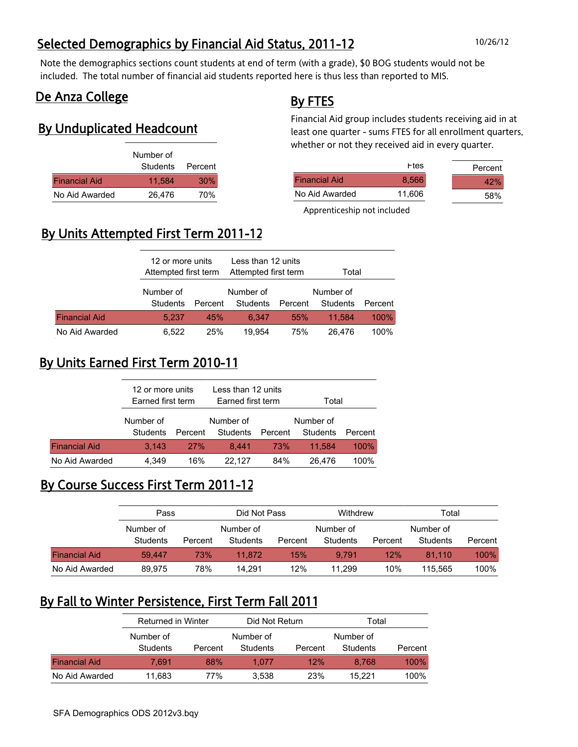# Selected Demographics by Financial Aid Status, 2011-12

10/26/12

Note the demographics sections count students at end of term (with a grade), $0 BOG students would not be included. The total number of financial aid students reported here is thus less than reported to MIS.

## De Anza College

### By Unduplicated Headcount

| | Number of Students | Percent |
|---|---|---|
| Financial Aid | 11,584 | 30% |
| No Aid Awarded | 26,476 | 70% |

### By FTES

Financial Aid group includes students receiving aid in at least one quarter - sums FTES for all enrollment quarters, whether or not they received aid in every quarter.

| | Ftes | Percent |
|---|---|---|
| Financial Aid | 8,566 | 42% |
| No Aid Awarded | 11,606 | 58% |

Apprenticeship not included

### By Units Attempted First Term 2011-12

| | 12 or more units Attempted first term | | Less than 12 units Attempted first term | | Total | |
|---|---|---|---|---|---|---|
| | Number of Students | Percent | Number of Students | Percent | Number of Students | Percent |
| Financial Aid | 5,237 | 45% | 6,347 | 55% | 11,584 | 100% |
| No Aid Awarded | 6,522 | 25% | 19,954 | 75% | 26,476 | 100% |

### By Units Earned First Term 2010-11

| | 12 or more units Earned first term | | Less than 12 units Earned first term | | Total | |
|---|---|---|---|---|---|---|
| | Number of Students | Percent | Number of Students | Percent | Number of Students | Percent |
| Financial Aid | 3,143 | 27% | 8,441 | 73% | 11,584 | 100% |
| No Aid Awarded | 4,349 | 16% | 22,127 | 84% | 26,476 | 100% |

### By Course Success First Term 2011-12

| | Pass | | Did Not Pass | | Withdrew | | Total | |
|---|---|---|---|---|---|---|---|---|
| | Number of Students | Percent | Number of Students | Percent | Number of Students | Percent | Number of Students | Percent |
| Financial Aid | 59,447 | 73% | 11,872 | 15% | 9,791 | 12% | 81,110 | 100% |
| No Aid Awarded | 89,975 | 78% | 14,291 | 12% | 11,299 | 10% | 115,565 | 100% |

### By Fall to Winter Persistence, First Term Fall 2011

| | Returned in Winter | | Did Not Return | | Total | |
|---|---|---|---|---|---|---|
| | Number of Students | Percent | Number of Students | Percent | Number of Students | Percent |
| Financial Aid | 7,691 | 88% | 1,077 | 12% | 8,768 | 100% |
| No Aid Awarded | 11,683 | 77% | 3,538 | 23% | 15,221 | 100% |

SFA Demographics ODS 2012v3.bqy